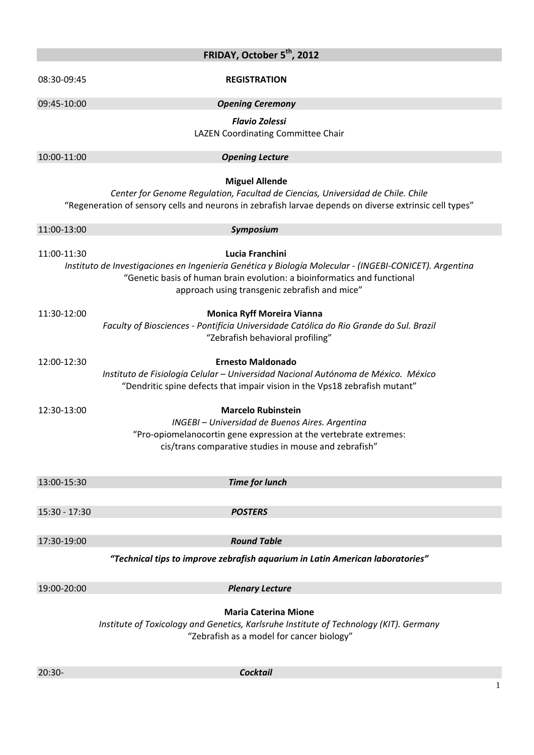# FRIDAY, October 5th, 2012

08:30-09:45 **REGISTRATION**

09:45-10:00 ***Opening Ceremony***

***Flavio Zolessi***
LAZEN Coordinating Committee Chair

10:00-11:00 ***Opening Lecture***

**Miguel Allende**
*Center for Genome Regulation, Facultad de Ciencias, Universidad de Chile. Chile*
"Regeneration of sensory cells and neurons in zebrafish larvae depends on diverse extrinsic cell types"

11:00-13:00 ***Symposium***

11:00-11:30 **Lucia Franchini**
*Instituto de Investigaciones en Ingeniería Genética y Biología Molecular - (INGEBI-CONICET). Argentina*
"Genetic basis of human brain evolution: a bioinformatics and functional approach using transgenic zebrafish and mice"

11:30-12:00 **Monica Ryff Moreira Vianna**
*Faculty of Biosciences - Pontifícia Universidade Católica do Rio Grande do Sul. Brazil*
"Zebrafish behavioral profiling"

12:00-12:30 **Ernesto Maldonado**
*Instituto de Fisiología Celular – Universidad Nacional Autónoma de México. México*
"Dendritic spine defects that impair vision in the Vps18 zebrafish mutant"

12:30-13:00 **Marcelo Rubinstein**
*INGEBI – Universidad de Buenos Aires. Argentina*
"Pro-opiomelanocortin gene expression at the vertebrate extremes: cis/trans comparative studies in mouse and zebrafish"

13:00-15:30 ***Time for lunch***

15:30 - 17:30 ***POSTERS***

17:30-19:00 ***Round Table***

***"Technical tips to improve zebrafish aquarium in Latin American laboratories"***

19:00-20:00 ***Plenary Lecture***

**Maria Caterina Mione**
*Institute of Toxicology and Genetics, Karlsruhe Institute of Technology (KIT). Germany*
"Zebrafish as a model for cancer biology"

20:30- ***Cocktail***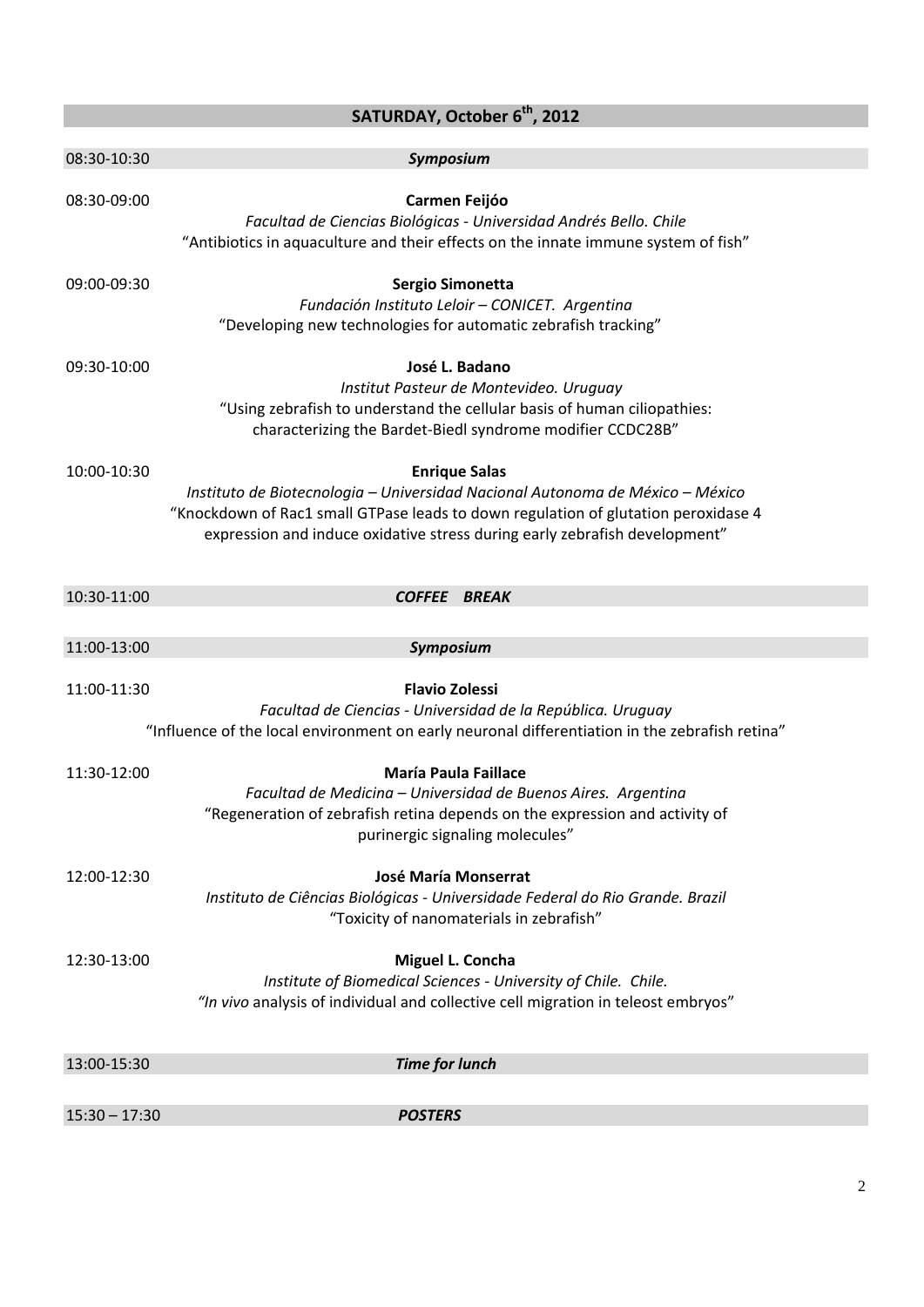## SATURDAY, October 6th, 2012

08:30-10:30 ***Symposium***

08:30-09:00 **Carmen Feijóo**
*Facultad de Ciencias Biológicas - Universidad Andrés Bello. Chile*
"Antibiotics in aquaculture and their effects on the innate immune system of fish"

09:00-09:30 **Sergio Simonetta**
*Fundación Instituto Leloir – CONICET. Argentina*
"Developing new technologies for automatic zebrafish tracking"

09:30-10:00 **José L. Badano**
*Institut Pasteur de Montevideo. Uruguay*
"Using zebrafish to understand the cellular basis of human ciliopathies: characterizing the Bardet-Biedl syndrome modifier CCDC28B"

10:00-10:30 **Enrique Salas**
*Instituto de Biotecnologia – Universidad Nacional Autonoma de México – México*
"Knockdown of Rac1 small GTPase leads to down regulation of glutation peroxidase 4 expression and induce oxidative stress during early zebrafish development"

10:30-11:00 ***COFFEE BREAK***

11:00-13:00 ***Symposium***

11:00-11:30 **Flavio Zolessi**
*Facultad de Ciencias - Universidad de la República. Uruguay*
"Influence of the local environment on early neuronal differentiation in the zebrafish retina"

11:30-12:00 **María Paula Faillace**
*Facultad de Medicina – Universidad de Buenos Aires. Argentina*
"Regeneration of zebrafish retina depends on the expression and activity of purinergic signaling molecules"

12:00-12:30 **José María Monserrat**
*Instituto de Ciências Biológicas - Universidade Federal do Rio Grande. Brazil*
"Toxicity of nanomaterials in zebrafish"

12:30-13:00 **Miguel L. Concha**
*Institute of Biomedical Sciences - University of Chile. Chile.*
"*In vivo* analysis of individual and collective cell migration in teleost embryos"

13:00-15:30 ***Time for lunch***

15:30 – 17:30 ***POSTERS***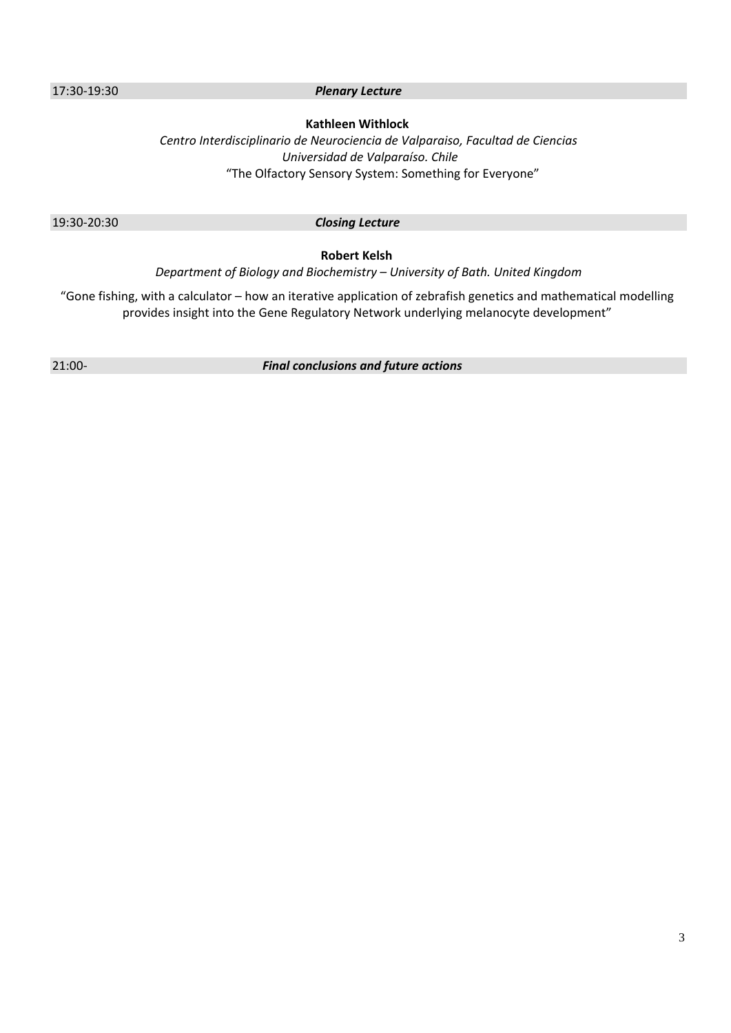17:30-19:30 ***Plenary Lecture***

**Kathleen Withlock**

*Centro Interdisciplinario de Neurociencia de Valparaiso, Facultad de Ciencias*
*Universidad de Valparaíso. Chile*
"The Olfactory Sensory System: Something for Everyone"

19:30-20:30 ***Closing Lecture***

**Robert Kelsh**

*Department of Biology and Biochemistry – University of Bath. United Kingdom*

"Gone fishing, with a calculator – how an iterative application of zebrafish genetics and mathematical modelling provides insight into the Gene Regulatory Network underlying melanocyte development"

21:00- ***Final conclusions and future actions***